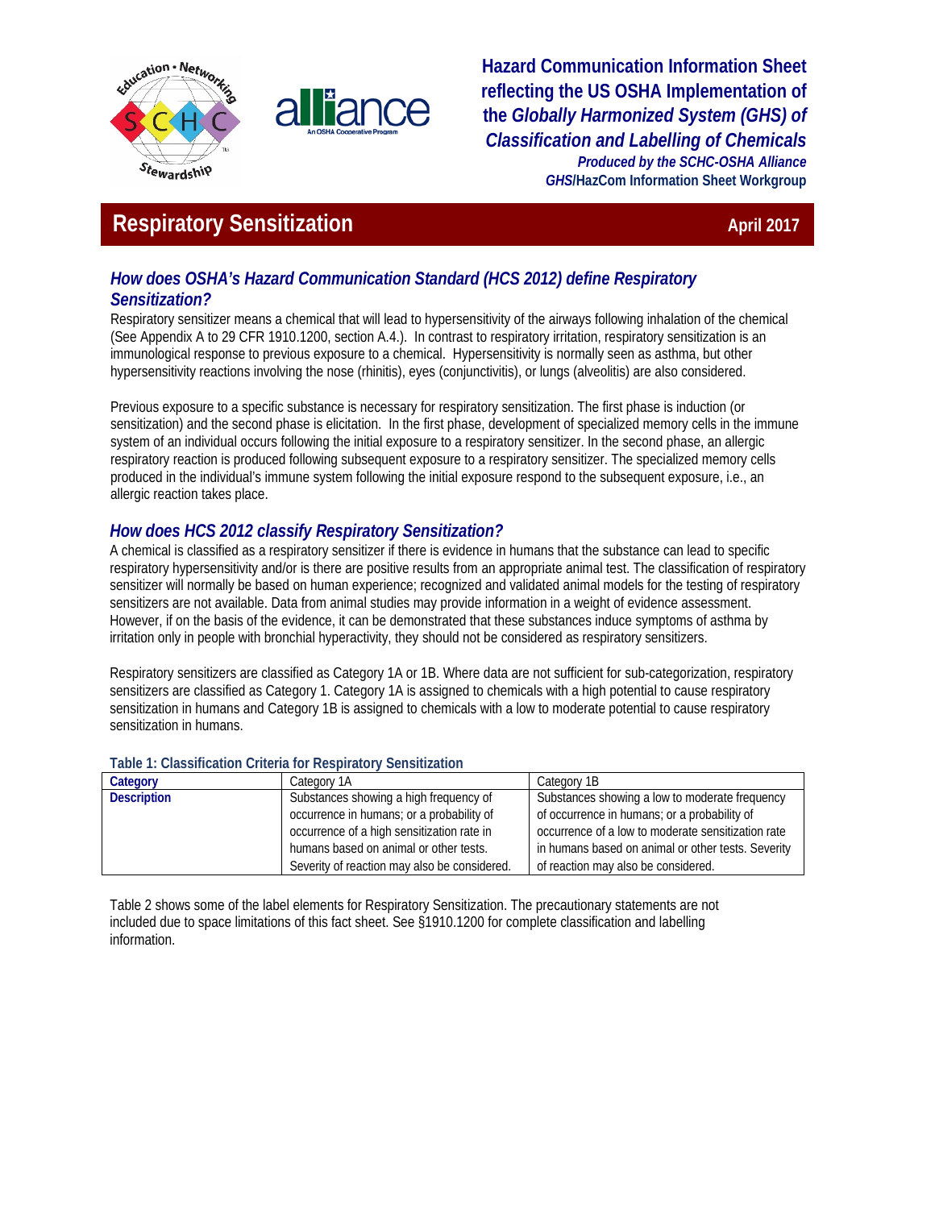Hazard Communication Information Sheet reflecting the US OSHA Implementation of the *Globally Harmonized System (GHS) of Classification and Labelling of Chemicals*

***Produced by the SCHC-OSHA Alliance***
***GHS*/HazCom Information Sheet Workgroup**

# Respiratory Sensitization

**April 2017**

## *How does OSHA's Hazard Communication Standard (HCS 2012) define Respiratory Sensitization?*

Respiratory sensitizer means a chemical that will lead to hypersensitivity of the airways following inhalation of the chemical (See Appendix A to 29 CFR 1910.1200, section A.4.). In contrast to respiratory irritation, respiratory sensitization is an immunological response to previous exposure to a chemical. Hypersensitivity is normally seen as asthma, but other hypersensitivity reactions involving the nose (rhinitis), eyes (conjunctivitis), or lungs (alveolitis) are also considered.

Previous exposure to a specific substance is necessary for respiratory sensitization. The first phase is induction (or sensitization) and the second phase is elicitation. In the first phase, development of specialized memory cells in the immune system of an individual occurs following the initial exposure to a respiratory sensitizer. In the second phase, an allergic respiratory reaction is produced following subsequent exposure to a respiratory sensitizer. The specialized memory cells produced in the individual's immune system following the initial exposure respond to the subsequent exposure, i.e., an allergic reaction takes place.

## *How does HCS 2012 classify Respiratory Sensitization?*

A chemical is classified as a respiratory sensitizer if there is evidence in humans that the substance can lead to specific respiratory hypersensitivity and/or is there are positive results from an appropriate animal test. The classification of respiratory sensitizer will normally be based on human experience; recognized and validated animal models for the testing of respiratory sensitizers are not available. Data from animal studies may provide information in a weight of evidence assessment. However, if on the basis of the evidence, it can be demonstrated that these substances induce symptoms of asthma by irritation only in people with bronchial hyperactivity, they should not be considered as respiratory sensitizers.

Respiratory sensitizers are classified as Category 1A or 1B. Where data are not sufficient for sub-categorization, respiratory sensitizers are classified as Category 1. Category 1A is assigned to chemicals with a high potential to cause respiratory sensitization in humans and Category 1B is assigned to chemicals with a low to moderate potential to cause respiratory sensitization in humans.

**Table 1: Classification Criteria for Respiratory Sensitization**

| **Category** | Category 1A | Category 1B |
|---|---|---|
| **Description** | Substances showing a high frequency of occurrence in humans; or a probability of occurrence of a high sensitization rate in humans based on animal or other tests. Severity of reaction may also be considered. | Substances showing a low to moderate frequency of occurrence in humans; or a probability of occurrence of a low to moderate sensitization rate in humans based on animal or other tests. Severity of reaction may also be considered. |

Table 2 shows some of the label elements for Respiratory Sensitization. The precautionary statements are not included due to space limitations of this fact sheet. See §1910.1200 for complete classification and labelling information.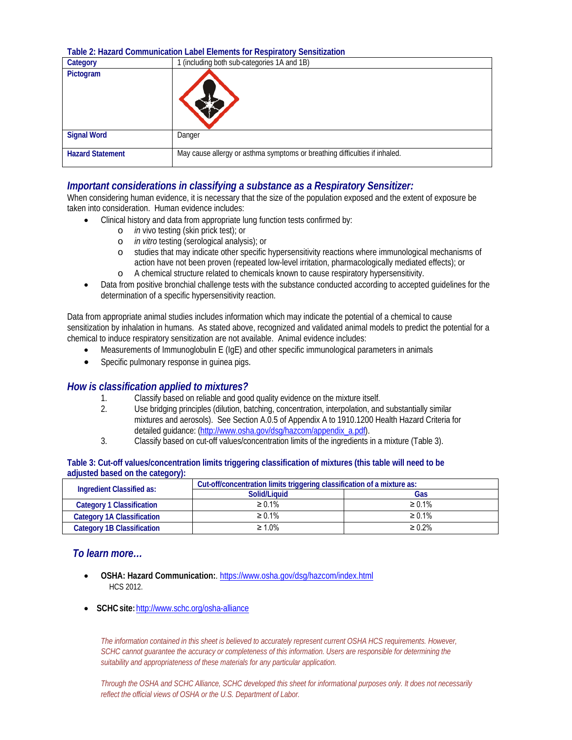**Table 2: Hazard Communication Label Elements for Respiratory Sensitization**

| Category | 1 (including both sub-categories 1A and 1B) |
|---|---|
| Pictogram | |
| Signal Word | Danger |
| Hazard Statement | May cause allergy or asthma symptoms or breathing difficulties if inhaled. |

## *Important considerations in classifying a substance as a Respiratory Sensitizer:*

When considering human evidence, it is necessary that the size of the population exposed and the extent of exposure be taken into consideration. Human evidence includes:

- Clinical history and data from appropriate lung function tests confirmed by:
    - *in* vivo testing (skin prick test); or
    - *in vitro* testing (serological analysis); or
    - studies that may indicate other specific hypersensitivity reactions where immunological mechanisms of action have not been proven (repeated low-level irritation, pharmacologically mediated effects); or
    - A chemical structure related to chemicals known to cause respiratory hypersensitivity.
- Data from positive bronchial challenge tests with the substance conducted according to accepted guidelines for the determination of a specific hypersensitivity reaction.

Data from appropriate animal studies includes information which may indicate the potential of a chemical to cause sensitization by inhalation in humans. As stated above, recognized and validated animal models to predict the potential for a chemical to induce respiratory sensitization are not available. Animal evidence includes:

- Measurements of Immunoglobulin E (IgE) and other specific immunological parameters in animals
- Specific pulmonary response in guinea pigs.

## *How is classification applied to mixtures?*

1. Classify based on reliable and good quality evidence on the mixture itself.
2. Use bridging principles (dilution, batching, concentration, interpolation, and substantially similar mixtures and aerosols). See Section A.0.5 of Appendix A to 1910.1200 Health Hazard Criteria for detailed guidance: (http://www.osha.gov/dsg/hazcom/appendix_a.pdf).
3. Classify based on cut-off values/concentration limits of the ingredients in a mixture (Table 3).

**Table 3: Cut-off values/concentration limits triggering classification of mixtures (this table will need to be adjusted based on the category):**

| Ingredient Classified as: | Cut-off/concentration limits triggering classification of a mixture as: | |
|---|---|---|
| | Solid/Liquid | Gas |
| Category 1 Classification | ≥ 0.1% | ≥ 0.1% |
| Category 1A Classification | ≥ 0.1% | ≥ 0.1% |
| Category 1B Classification | ≥ 1.0% | ≥ 0.2% |

## *To learn more…*

- **OSHA: Hazard Communication:**. https://www.osha.gov/dsg/hazcom/index.html HCS 2012.
- **SCHC site:** http://www.schc.org/osha-alliance

*The information contained in this sheet is believed to accurately represent current OSHA HCS requirements. However, SCHC cannot guarantee the accuracy or completeness of this information. Users are responsible for determining the suitability and appropriateness of these materials for any particular application.*

*Through the OSHA and SCHC Alliance, SCHC developed this sheet for informational purposes only. It does not necessarily reflect the official views of OSHA or the U.S. Department of Labor.*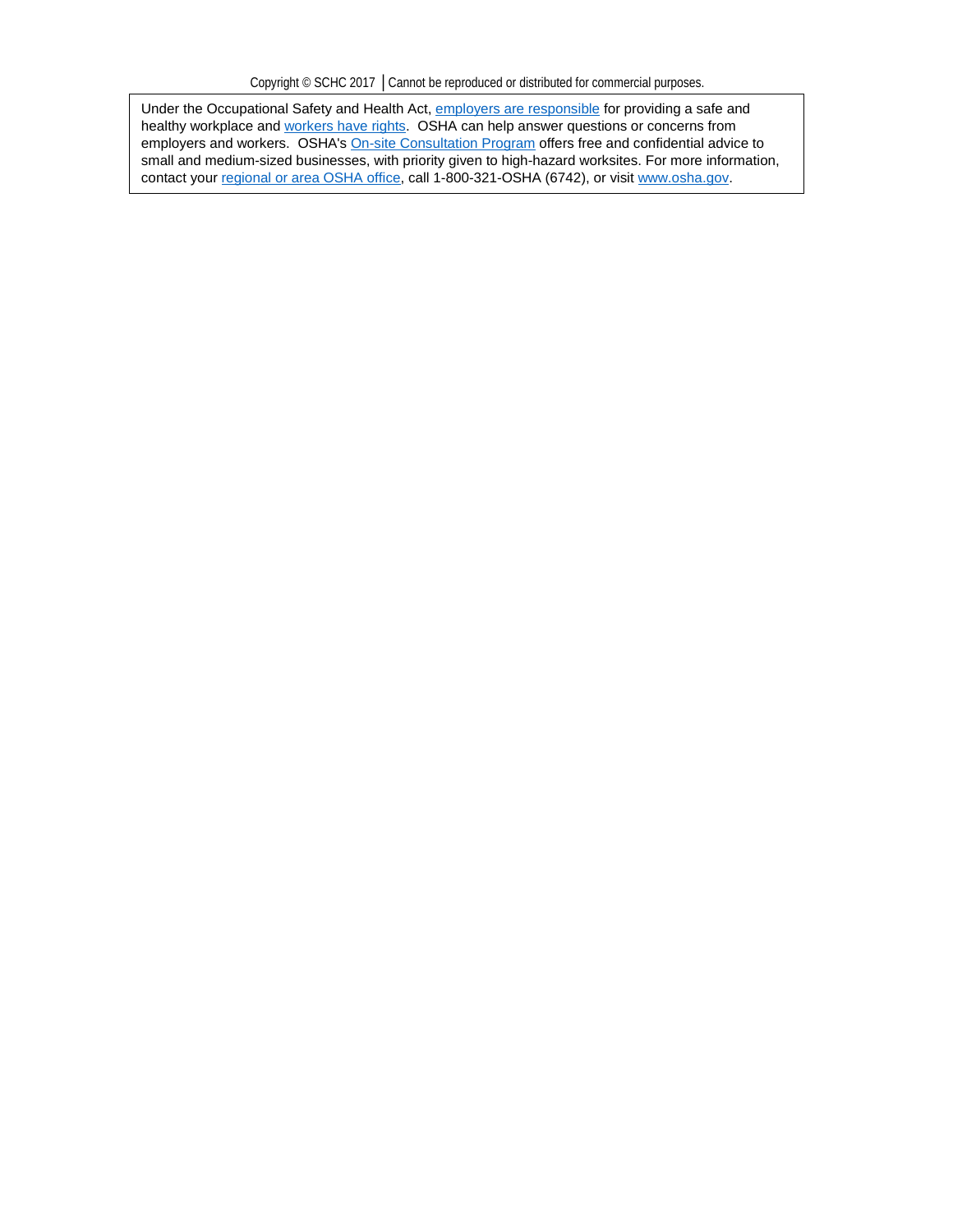Under the Occupational Safety and Health Act, employers are responsible for providing a safe and healthy workplace and workers have rights. OSHA can help answer questions or concerns from employers and workers. OSHA's On-site Consultation Program offers free and confidential advice to small and medium-sized businesses, with priority given to high-hazard worksites. For more information, contact your regional or area OSHA office, call 1-800-321-OSHA (6742), or visit www.osha.gov.